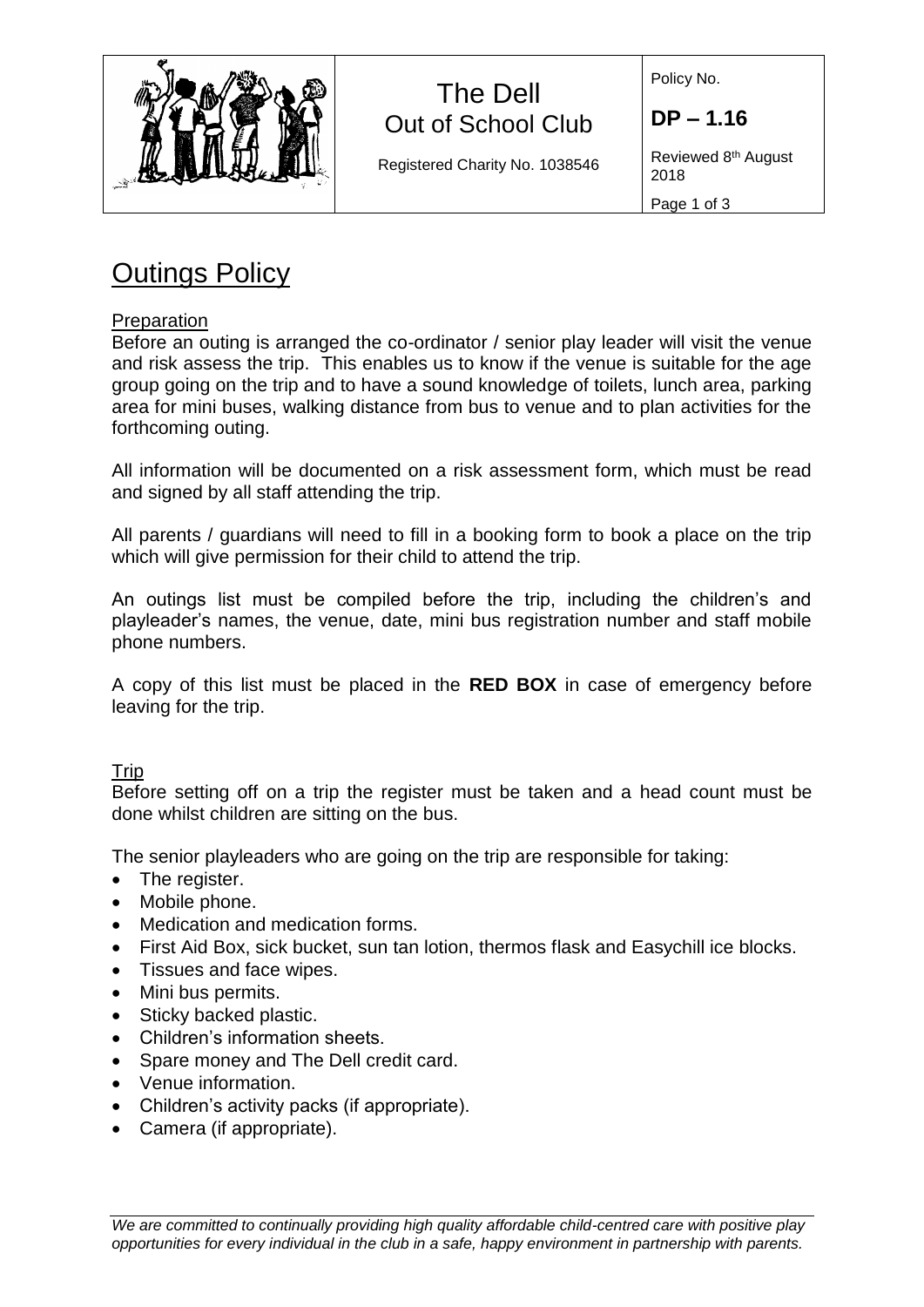| | The Dell<br>Out of School Club<br><br>Registered Charity No. 1038546 | Policy No.<br>**DP – 1.16**<br>Reviewed 8th August 2018 |
|---|---|---|

# Outings Policy

## Preparation

Before an outing is arranged the co-ordinator / senior play leader will visit the venue and risk assess the trip. This enables us to know if the venue is suitable for the age group going on the trip and to have a sound knowledge of toilets, lunch area, parking area for mini buses, walking distance from bus to venue and to plan activities for the forthcoming outing.

All information will be documented on a risk assessment form, which must be read and signed by all staff attending the trip.

All parents / guardians will need to fill in a booking form to book a place on the trip which will give permission for their child to attend the trip.

An outings list must be compiled before the trip, including the children's and playleader's names, the venue, date, mini bus registration number and staff mobile phone numbers.

A copy of this list must be placed in the **RED BOX** in case of emergency before leaving for the trip.

## Trip

Before setting off on a trip the register must be taken and a head count must be done whilst children are sitting on the bus.

The senior playleaders who are going on the trip are responsible for taking:

- The register.
- Mobile phone.
- Medication and medication forms.
- First Aid Box, sick bucket, sun tan lotion, thermos flask and Easychill ice blocks.
- Tissues and face wipes.
- Mini bus permits.
- Sticky backed plastic.
- Children's information sheets.
- Spare money and The Dell credit card.
- Venue information.
- Children's activity packs (if appropriate).
- Camera (if appropriate).

*We are committed to continually providing high quality affordable child-centred care with positive play opportunities for every individual in the club in a safe, happy environment in partnership with parents.*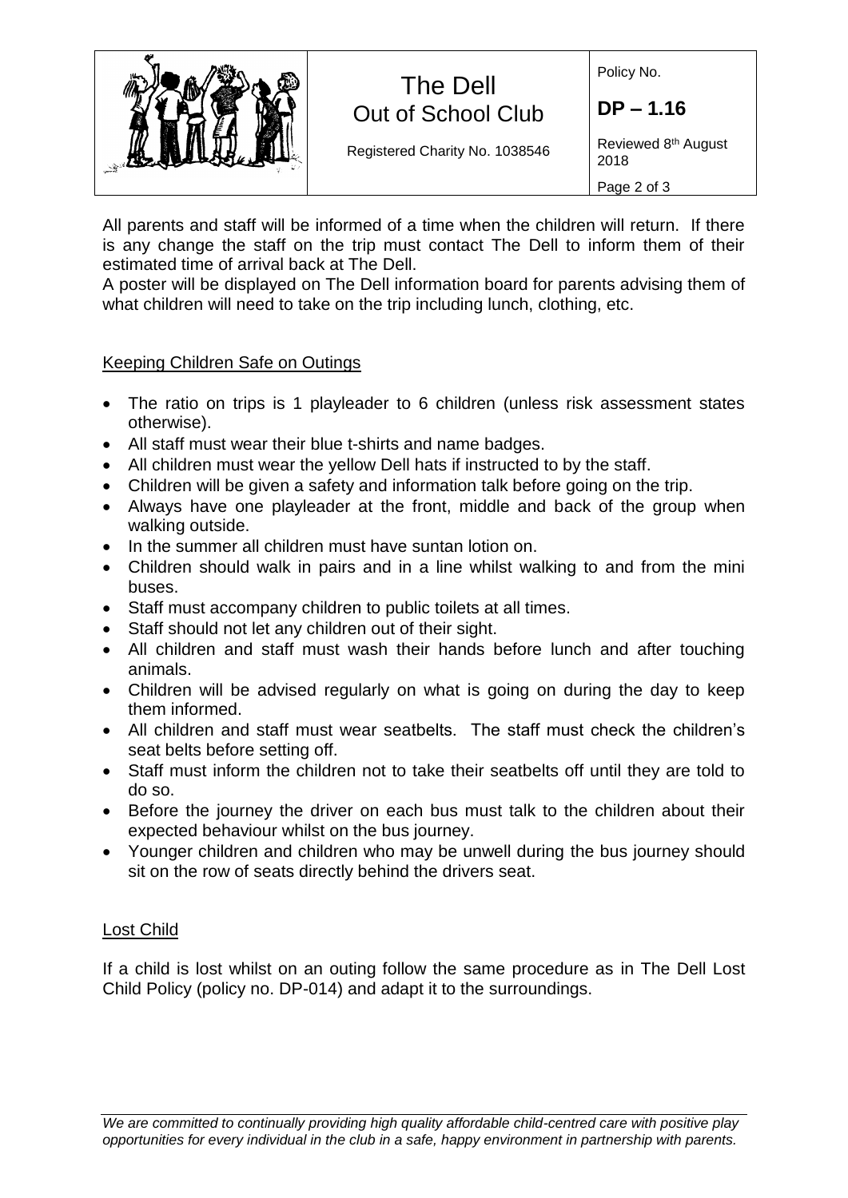All parents and staff will be informed of a time when the children will return. If there is any change the staff on the trip must contact The Dell to inform them of their estimated time of arrival back at The Dell.
A poster will be displayed on The Dell information board for parents advising them of what children will need to take on the trip including lunch, clothing, etc.

## Keeping Children Safe on Outings

- The ratio on trips is 1 playleader to 6 children (unless risk assessment states otherwise).
- All staff must wear their blue t-shirts and name badges.
- All children must wear the yellow Dell hats if instructed to by the staff.
- Children will be given a safety and information talk before going on the trip.
- Always have one playleader at the front, middle and back of the group when walking outside.
- In the summer all children must have suntan lotion on.
- Children should walk in pairs and in a line whilst walking to and from the mini buses.
- Staff must accompany children to public toilets at all times.
- Staff should not let any children out of their sight.
- All children and staff must wash their hands before lunch and after touching animals.
- Children will be advised regularly on what is going on during the day to keep them informed.
- All children and staff must wear seatbelts. The staff must check the children's seat belts before setting off.
- Staff must inform the children not to take their seatbelts off until they are told to do so.
- Before the journey the driver on each bus must talk to the children about their expected behaviour whilst on the bus journey.
- Younger children and children who may be unwell during the bus journey should sit on the row of seats directly behind the drivers seat.

## Lost Child

If a child is lost whilst on an outing follow the same procedure as in The Dell Lost Child Policy (policy no. DP-014) and adapt it to the surroundings.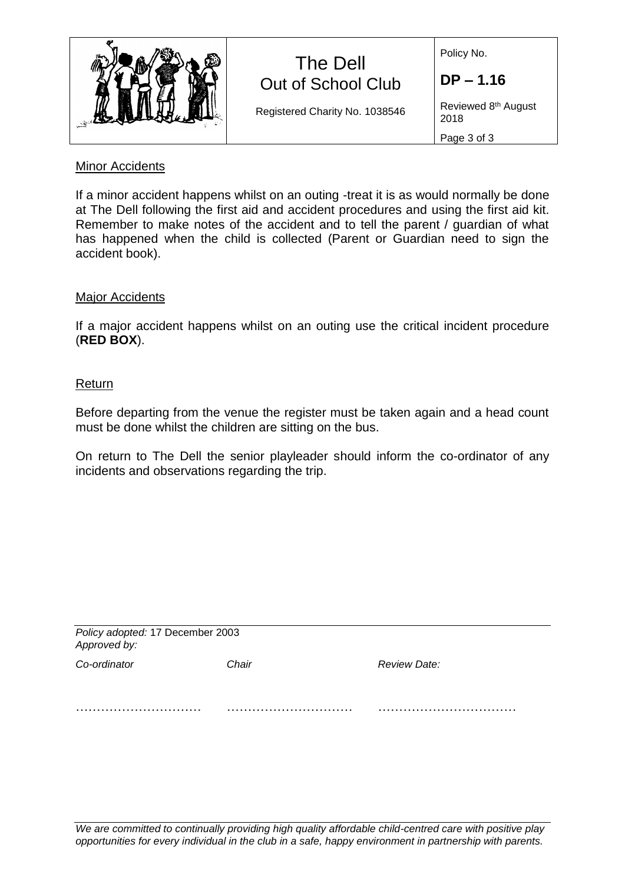Minor Accidents

If a minor accident happens whilst on an outing -treat it is as would normally be done at The Dell following the first aid and accident procedures and using the first aid kit. Remember to make notes of the accident and to tell the parent / guardian of what has happened when the child is collected (Parent or Guardian need to sign the accident book).

Major Accidents

If a major accident happens whilst on an outing use the critical incident procedure (**RED BOX**).

Return

Before departing from the venue the register must be taken again and a head count must be done whilst the children are sitting on the bus.

On return to The Dell the senior playleader should inform the co-ordinator of any incidents and observations regarding the trip.

*Policy adopted:* 17 December 2003
*Approved by:*

| *Co-ordinator* | *Chair* | *Review Date:* |
| --- | --- | --- |
| ………………………… | ………………………… | …………………………… |

*We are committed to continually providing high quality affordable child-centred care with positive play opportunities for every individual in the club in a safe, happy environment in partnership with parents.*